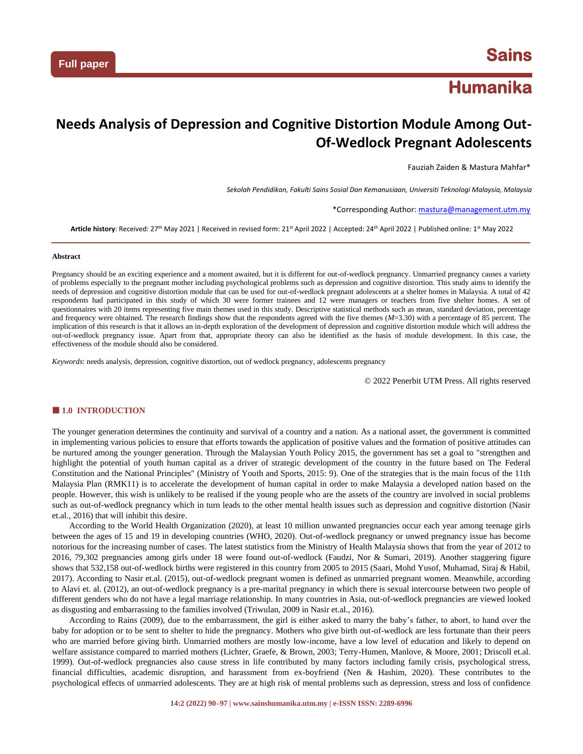Full paper

Sains Humanika

# Needs Analysis of Depression and Cognitive Distortion Module Among Out-Of-Wedlock Pregnant Adolescents

Fauziah Zaiden & Mastura Mahfar*

*Sekolah Pendidikan, Fakulti Sains Sosial Dan Kemanusiaan, Universiti Teknologi Malaysia, Malaysia*

*Corresponding Author: mastura@management.utm.my

**Article history**: Received: 27th May 2021 | Received in revised form: 21st April 2022 | Accepted: 24th April 2022 | Published online: 1st May 2022

**Abstract**

Pregnancy should be an exciting experience and a moment awaited, but it is different for out-of-wedlock pregnancy. Unmarried pregnancy causes a variety of problems especially to the pregnant mother including psychological problems such as depression and cognitive distortion. This study aims to identify the needs of depression and cognitive distortion module that can be used for out-of-wedlock pregnant adolescents at a shelter homes in Malaysia. A total of 42 respondents had participated in this study of which 30 were former trainees and 12 were managers or teachers from five shelter homes. A set of questionnaires with 20 items representing five main themes used in this study. Descriptive statistical methods such as mean, standard deviation, percentage and frequency were obtained. The research findings show that the respondents agreed with the five themes (*M*=3.30) with a percentage of 85 percent. The implication of this research is that it allows an in-depth exploration of the development of depression and cognitive distortion module which will address the out-of-wedlock pregnancy issue. Apart from that, appropriate theory can also be identified as the basis of module development. In this case, the effectiveness of the module should also be considered.

*Keywords*: needs analysis, depression, cognitive distortion, out of wedlock pregnancy, adolescents pregnancy

© 2022 Penerbit UTM Press. All rights reserved

## 1.0 INTRODUCTION

The younger generation determines the continuity and survival of a country and a nation. As a national asset, the government is committed in implementing various policies to ensure that efforts towards the application of positive values and the formation of positive attitudes can be nurtured among the younger generation. Through the Malaysian Youth Policy 2015, the government has set a goal to "strengthen and highlight the potential of youth human capital as a driver of strategic development of the country in the future based on The Federal Constitution and the National Principles" (Ministry of Youth and Sports, 2015: 9). One of the strategies that is the main focus of the 11th Malaysia Plan (RMK11) is to accelerate the development of human capital in order to make Malaysia a developed nation based on the people. However, this wish is unlikely to be realised if the young people who are the assets of the country are involved in social problems such as out-of-wedlock pregnancy which in turn leads to the other mental health issues such as depression and cognitive distortion (Nasir et.al., 2016) that will inhibit this desire.

According to the World Health Organization (2020), at least 10 million unwanted pregnancies occur each year among teenage girls between the ages of 15 and 19 in developing countries (WHO, 2020). Out-of-wedlock pregnancy or unwed pregnancy issue has become notorious for the increasing number of cases. The latest statistics from the Ministry of Health Malaysia shows that from the year of 2012 to 2016, 79,302 pregnancies among girls under 18 were found out-of-wedlock (Faudzi, Nor & Sumari, 2019). Another staggering figure shows that 532,158 out-of-wedlock births were registered in this country from 2005 to 2015 (Saari, Mohd Yusof, Muhamad, Siraj & Habil, 2017). According to Nasir et.al. (2015), out-of-wedlock pregnant women is defined as unmarried pregnant women. Meanwhile, according to Alavi et. al. (2012), an out-of-wedlock pregnancy is a pre-marital pregnancy in which there is sexual intercourse between two people of different genders who do not have a legal marriage relationship. In many countries in Asia, out-of-wedlock pregnancies are viewed looked as disgusting and embarrassing to the families involved (Triwulan, 2009 in Nasir et.al., 2016).

According to Rains (2009), due to the embarrassment, the girl is either asked to marry the baby's father, to abort, to hand over the baby for adoption or to be sent to shelter to hide the pregnancy. Mothers who give birth out-of-wedlock are less fortunate than their peers who are married before giving birth. Unmarried mothers are mostly low-income, have a low level of education and likely to depend on welfare assistance compared to married mothers (Lichter, Graefe, & Brown, 2003; Terry-Humen, Manlove, & Moore, 2001; Driscoll et.al. 1999). Out-of-wedlock pregnancies also cause stress in life contributed by many factors including family crisis, psychological stress, financial difficulties, academic disruption, and harassment from ex-boyfriend (Nen & Hashim, 2020). These contributes to the psychological effects of unmarried adolescents. They are at high risk of mental problems such as depression, stress and loss of confidence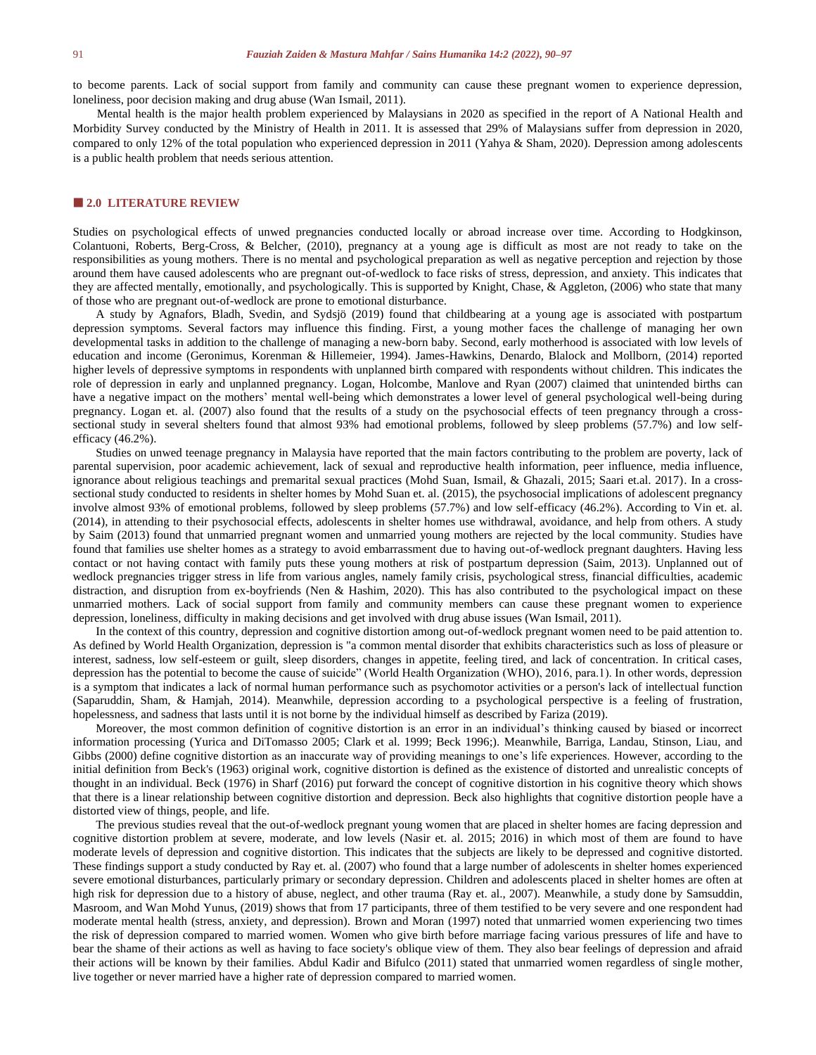to become parents. Lack of social support from family and community can cause these pregnant women to experience depression, loneliness, poor decision making and drug abuse (Wan Ismail, 2011).

Mental health is the major health problem experienced by Malaysians in 2020 as specified in the report of A National Health and Morbidity Survey conducted by the Ministry of Health in 2011. It is assessed that 29% of Malaysians suffer from depression in 2020, compared to only 12% of the total population who experienced depression in 2011 (Yahya & Sham, 2020). Depression among adolescents is a public health problem that needs serious attention.

## 2.0 LITERATURE REVIEW

Studies on psychological effects of unwed pregnancies conducted locally or abroad increase over time. According to Hodgkinson, Colantuoni, Roberts, Berg-Cross, & Belcher, (2010), pregnancy at a young age is difficult as most are not ready to take on the responsibilities as young mothers. There is no mental and psychological preparation as well as negative perception and rejection by those around them have caused adolescents who are pregnant out-of-wedlock to face risks of stress, depression, and anxiety. This indicates that they are affected mentally, emotionally, and psychologically. This is supported by Knight, Chase, & Aggleton, (2006) who state that many of those who are pregnant out-of-wedlock are prone to emotional disturbance.

A study by Agnafors, Bladh, Svedin, and Sydsjö (2019) found that childbearing at a young age is associated with postpartum depression symptoms. Several factors may influence this finding. First, a young mother faces the challenge of managing her own developmental tasks in addition to the challenge of managing a new-born baby. Second, early motherhood is associated with low levels of education and income (Geronimus, Korenman & Hillemeier, 1994). James-Hawkins, Denardo, Blalock and Mollborn, (2014) reported higher levels of depressive symptoms in respondents with unplanned birth compared with respondents without children. This indicates the role of depression in early and unplanned pregnancy. Logan, Holcombe, Manlove and Ryan (2007) claimed that unintended births can have a negative impact on the mothers' mental well-being which demonstrates a lower level of general psychological well-being during pregnancy. Logan et. al. (2007) also found that the results of a study on the psychosocial effects of teen pregnancy through a cross-sectional study in several shelters found that almost 93% had emotional problems, followed by sleep problems (57.7%) and low self-efficacy (46.2%).

Studies on unwed teenage pregnancy in Malaysia have reported that the main factors contributing to the problem are poverty, lack of parental supervision, poor academic achievement, lack of sexual and reproductive health information, peer influence, media influence, ignorance about religious teachings and premarital sexual practices (Mohd Suan, Ismail, & Ghazali, 2015; Saari et.al. 2017). In a cross-sectional study conducted to residents in shelter homes by Mohd Suan et. al. (2015), the psychosocial implications of adolescent pregnancy involve almost 93% of emotional problems, followed by sleep problems (57.7%) and low self-efficacy (46.2%). According to Vin et. al. (2014), in attending to their psychosocial effects, adolescents in shelter homes use withdrawal, avoidance, and help from others. A study by Saim (2013) found that unmarried pregnant women and unmarried young mothers are rejected by the local community. Studies have found that families use shelter homes as a strategy to avoid embarrassment due to having out-of-wedlock pregnant daughters. Having less contact or not having contact with family puts these young mothers at risk of postpartum depression (Saim, 2013). Unplanned out of wedlock pregnancies trigger stress in life from various angles, namely family crisis, psychological stress, financial difficulties, academic distraction, and disruption from ex-boyfriends (Nen & Hashim, 2020). This has also contributed to the psychological impact on these unmarried mothers. Lack of social support from family and community members can cause these pregnant women to experience depression, loneliness, difficulty in making decisions and get involved with drug abuse issues (Wan Ismail, 2011).

In the context of this country, depression and cognitive distortion among out-of-wedlock pregnant women need to be paid attention to. As defined by World Health Organization, depression is "a common mental disorder that exhibits characteristics such as loss of pleasure or interest, sadness, low self-esteem or guilt, sleep disorders, changes in appetite, feeling tired, and lack of concentration. In critical cases, depression has the potential to become the cause of suicide" (World Health Organization (WHO), 2016, para.1). In other words, depression is a symptom that indicates a lack of normal human performance such as psychomotor activities or a person's lack of intellectual function (Saparuddin, Sham, & Hamjah, 2014). Meanwhile, depression according to a psychological perspective is a feeling of frustration, hopelessness, and sadness that lasts until it is not borne by the individual himself as described by Fariza (2019).

Moreover, the most common definition of cognitive distortion is an error in an individual's thinking caused by biased or incorrect information processing (Yurica and DiTomasso 2005; Clark et al. 1999; Beck 1996;). Meanwhile, Barriga, Landau, Stinson, Liau, and Gibbs (2000) define cognitive distortion as an inaccurate way of providing meanings to one's life experiences. However, according to the initial definition from Beck's (1963) original work, cognitive distortion is defined as the existence of distorted and unrealistic concepts of thought in an individual. Beck (1976) in Sharf (2016) put forward the concept of cognitive distortion in his cognitive theory which shows that there is a linear relationship between cognitive distortion and depression. Beck also highlights that cognitive distortion people have a distorted view of things, people, and life.

The previous studies reveal that the out-of-wedlock pregnant young women that are placed in shelter homes are facing depression and cognitive distortion problem at severe, moderate, and low levels (Nasir et. al. 2015; 2016) in which most of them are found to have moderate levels of depression and cognitive distortion. This indicates that the subjects are likely to be depressed and cognitive distorted. These findings support a study conducted by Ray et. al. (2007) who found that a large number of adolescents in shelter homes experienced severe emotional disturbances, particularly primary or secondary depression. Children and adolescents placed in shelter homes are often at high risk for depression due to a history of abuse, neglect, and other trauma (Ray et. al., 2007). Meanwhile, a study done by Samsuddin, Masroom, and Wan Mohd Yunus, (2019) shows that from 17 participants, three of them testified to be very severe and one respondent had moderate mental health (stress, anxiety, and depression). Brown and Moran (1997) noted that unmarried women experiencing two times the risk of depression compared to married women. Women who give birth before marriage facing various pressures of life and have to bear the shame of their actions as well as having to face society's oblique view of them. They also bear feelings of depression and afraid their actions will be known by their families. Abdul Kadir and Bifulco (2011) stated that unmarried women regardless of single mother, live together or never married have a higher rate of depression compared to married women.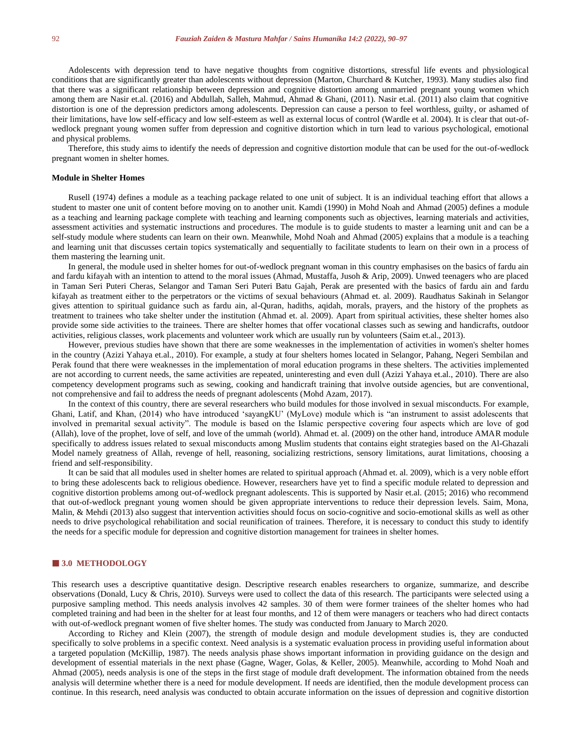Adolescents with depression tend to have negative thoughts from cognitive distortions, stressful life events and physiological conditions that are significantly greater than adolescents without depression (Marton, Churchard & Kutcher, 1993). Many studies also find that there was a significant relationship between depression and cognitive distortion among unmarried pregnant young women which among them are Nasir et.al. (2016) and Abdullah, Salleh, Mahmud, Ahmad & Ghani, (2011). Nasir et.al. (2011) also claim that cognitive distortion is one of the depression predictors among adolescents. Depression can cause a person to feel worthless, guilty, or ashamed of their limitations, have low self-efficacy and low self-esteem as well as external locus of control (Wardle et al. 2004). It is clear that out-of-wedlock pregnant young women suffer from depression and cognitive distortion which in turn lead to various psychological, emotional and physical problems.

Therefore, this study aims to identify the needs of depression and cognitive distortion module that can be used for the out-of-wedlock pregnant women in shelter homes.

**Module in Shelter Homes**

Rusell (1974) defines a module as a teaching package related to one unit of subject. It is an individual teaching effort that allows a student to master one unit of content before moving on to another unit. Kamdi (1990) in Mohd Noah and Ahmad (2005) defines a module as a teaching and learning package complete with teaching and learning components such as objectives, learning materials and activities, assessment activities and systematic instructions and procedures. The module is to guide students to master a learning unit and can be a self-study module where students can learn on their own. Meanwhile, Mohd Noah and Ahmad (2005) explains that a module is a teaching and learning unit that discusses certain topics systematically and sequentially to facilitate students to learn on their own in a process of them mastering the learning unit.

In general, the module used in shelter homes for out-of-wedlock pregnant woman in this country emphasises on the basics of fardu ain and fardu kifayah with an intention to attend to the moral issues (Ahmad, Mustaffa, Jusoh & Arip, 2009). Unwed teenagers who are placed in Taman Seri Puteri Cheras, Selangor and Taman Seri Puteri Batu Gajah, Perak are presented with the basics of fardu ain and fardu kifayah as treatment either to the perpetrators or the victims of sexual behaviours (Ahmad et. al. 2009). Raudhatus Sakinah in Selangor gives attention to spiritual guidance such as fardu ain, al-Quran, hadiths, aqidah, morals, prayers, and the history of the prophets as treatment to trainees who take shelter under the institution (Ahmad et. al. 2009). Apart from spiritual activities, these shelter homes also provide some side activities to the trainees. There are shelter homes that offer vocational classes such as sewing and handicrafts, outdoor activities, religious classes, work placements and volunteer work which are usually run by volunteers (Saim et.al., 2013).

However, previous studies have shown that there are some weaknesses in the implementation of activities in women's shelter homes in the country (Azizi Yahaya et.al., 2010). For example, a study at four shelters homes located in Selangor, Pahang, Negeri Sembilan and Perak found that there were weaknesses in the implementation of moral education programs in these shelters. The activities implemented are not according to current needs, the same activities are repeated, uninteresting and even dull (Azizi Yahaya et.al., 2010). There are also competency development programs such as sewing, cooking and handicraft training that involve outside agencies, but are conventional, not comprehensive and fail to address the needs of pregnant adolescents (Mohd Azam, 2017).

In the context of this country, there are several researchers who build modules for those involved in sexual misconducts. For example, Ghani, Latif, and Khan, (2014) who have introduced 'sayangKU' (MyLove) module which is "an instrument to assist adolescents that involved in premarital sexual activity". The module is based on the Islamic perspective covering four aspects which are love of god (Allah), love of the prophet, love of self, and love of the ummah (world). Ahmad et. al. (2009) on the other hand, introduce AMAR module specifically to address issues related to sexual misconducts among Muslim students that contains eight strategies based on the Al-Ghazali Model namely greatness of Allah, revenge of hell, reasoning, socializing restrictions, sensory limitations, aurat limitations, choosing a friend and self-responsibility.

It can be said that all modules used in shelter homes are related to spiritual approach (Ahmad et. al. 2009), which is a very noble effort to bring these adolescents back to religious obedience. However, researchers have yet to find a specific module related to depression and cognitive distortion problems among out-of-wedlock pregnant adolescents. This is supported by Nasir et.al. (2015; 2016) who recommend that out-of-wedlock pregnant young women should be given appropriate interventions to reduce their depression levels. Saim, Mona, Malin, & Mehdi (2013) also suggest that intervention activities should focus on socio-cognitive and socio-emotional skills as well as other needs to drive psychological rehabilitation and social reunification of trainees. Therefore, it is necessary to conduct this study to identify the needs for a specific module for depression and cognitive distortion management for trainees in shelter homes.

## 3.0 METHODOLOGY

This research uses a descriptive quantitative design. Descriptive research enables researchers to organize, summarize, and describe observations (Donald, Lucy & Chris, 2010). Surveys were used to collect the data of this research. The participants were selected using a purposive sampling method. This needs analysis involves 42 samples. 30 of them were former trainees of the shelter homes who had completed training and had been in the shelter for at least four months, and 12 of them were managers or teachers who had direct contacts with out-of-wedlock pregnant women of five shelter homes. The study was conducted from January to March 2020.

According to Richey and Klein (2007), the strength of module design and module development studies is, they are conducted specifically to solve problems in a specific context. Need analysis is a systematic evaluation process in providing useful information about a targeted population (McKillip, 1987). The needs analysis phase shows important information in providing guidance on the design and development of essential materials in the next phase (Gagne, Wager, Golas, & Keller, 2005). Meanwhile, according to Mohd Noah and Ahmad (2005), needs analysis is one of the steps in the first stage of module draft development. The information obtained from the needs analysis will determine whether there is a need for module development. If needs are identified, then the module development process can continue. In this research, need analysis was conducted to obtain accurate information on the issues of depression and cognitive distortion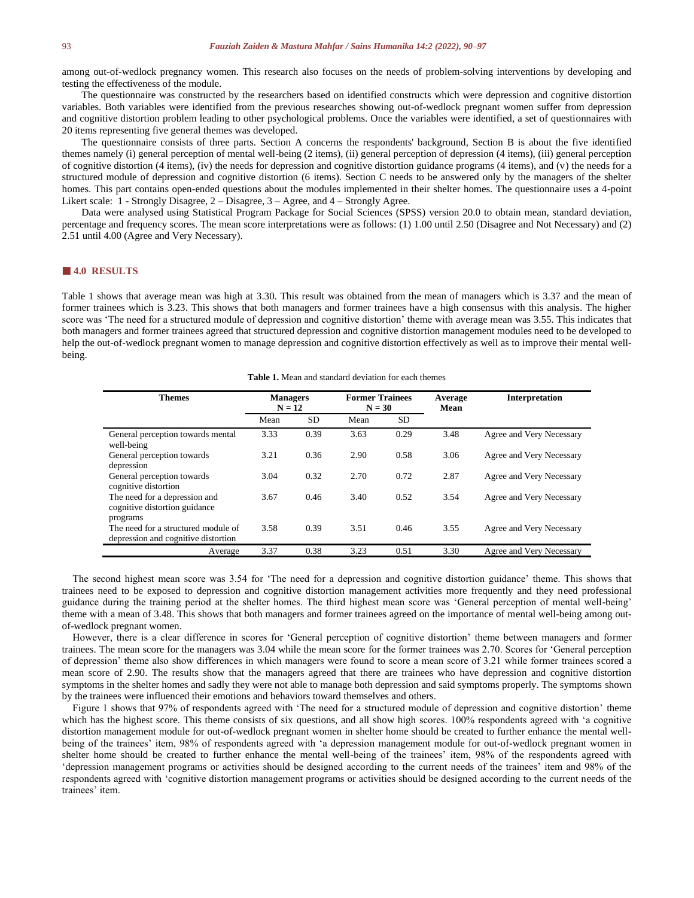among out-of-wedlock pregnancy women. This research also focuses on the needs of problem-solving interventions by developing and testing the effectiveness of the module.

The questionnaire was constructed by the researchers based on identified constructs which were depression and cognitive distortion variables. Both variables were identified from the previous researches showing out-of-wedlock pregnant women suffer from depression and cognitive distortion problem leading to other psychological problems. Once the variables were identified, a set of questionnaires with 20 items representing five general themes was developed.

The questionnaire consists of three parts. Section A concerns the respondents' background, Section B is about the five identified themes namely (i) general perception of mental well-being (2 items), (ii) general perception of depression (4 items), (iii) general perception of cognitive distortion (4 items), (iv) the needs for depression and cognitive distortion guidance programs (4 items), and (v) the needs for a structured module of depression and cognitive distortion (6 items). Section C needs to be answered only by the managers of the shelter homes. This part contains open-ended questions about the modules implemented in their shelter homes. The questionnaire uses a 4-point Likert scale: 1 - Strongly Disagree, 2 – Disagree, 3 – Agree, and 4 – Strongly Agree.

Data were analysed using Statistical Program Package for Social Sciences (SPSS) version 20.0 to obtain mean, standard deviation, percentage and frequency scores. The mean score interpretations were as follows: (1) 1.00 until 2.50 (Disagree and Not Necessary) and (2) 2.51 until 4.00 (Agree and Very Necessary).

## 4.0 RESULTS

Table 1 shows that average mean was high at 3.30. This result was obtained from the mean of managers which is 3.37 and the mean of former trainees which is 3.23. This shows that both managers and former trainees have a high consensus with this analysis. The higher score was 'The need for a structured module of depression and cognitive distortion' theme with average mean was 3.55. This indicates that both managers and former trainees agreed that structured depression and cognitive distortion management modules need to be developed to help the out-of-wedlock pregnant women to manage depression and cognitive distortion effectively as well as to improve their mental well-being.

**Table 1.** Mean and standard deviation for each themes

| Themes | Managers N = 12 | | Former Trainees N = 30 | | Average Mean | Interpretation |
|---|---|---|---|---|---|---|
| | Mean | SD | Mean | SD | | |
| General perception towards mental well-being | 3.33 | 0.39 | 3.63 | 0.29 | 3.48 | Agree and Very Necessary |
| General perception towards depression | 3.21 | 0.36 | 2.90 | 0.58 | 3.06 | Agree and Very Necessary |
| General perception towards cognitive distortion | 3.04 | 0.32 | 2.70 | 0.72 | 2.87 | Agree and Very Necessary |
| The need for a depression and cognitive distortion guidance programs | 3.67 | 0.46 | 3.40 | 0.52 | 3.54 | Agree and Very Necessary |
| The need for a structured module of depression and cognitive distortion | 3.58 | 0.39 | 3.51 | 0.46 | 3.55 | Agree and Very Necessary |
| Average | 3.37 | 0.38 | 3.23 | 0.51 | 3.30 | Agree and Very Necessary |

The second highest mean score was 3.54 for 'The need for a depression and cognitive distortion guidance' theme. This shows that trainees need to be exposed to depression and cognitive distortion management activities more frequently and they need professional guidance during the training period at the shelter homes. The third highest mean score was 'General perception of mental well-being' theme with a mean of 3.48. This shows that both managers and former trainees agreed on the importance of mental well-being among out-of-wedlock pregnant women.

However, there is a clear difference in scores for 'General perception of cognitive distortion' theme between managers and former trainees. The mean score for the managers was 3.04 while the mean score for the former trainees was 2.70. Scores for 'General perception of depression' theme also show differences in which managers were found to score a mean score of 3.21 while former trainees scored a mean score of 2.90. The results show that the managers agreed that there are trainees who have depression and cognitive distortion symptoms in the shelter homes and sadly they were not able to manage both depression and said symptoms properly. The symptoms shown by the trainees were influenced their emotions and behaviors toward themselves and others.

Figure 1 shows that 97% of respondents agreed with 'The need for a structured module of depression and cognitive distortion' theme which has the highest score. This theme consists of six questions, and all show high scores. 100% respondents agreed with 'a cognitive distortion management module for out-of-wedlock pregnant women in shelter home should be created to further enhance the mental well-being of the trainees' item, 98% of respondents agreed with 'a depression management module for out-of-wedlock pregnant women in shelter home should be created to further enhance the mental well-being of the trainees' item, 98% of the respondents agreed with 'depression management programs or activities should be designed according to the current needs of the trainees' item and 98% of the respondents agreed with 'cognitive distortion management programs or activities should be designed according to the current needs of the trainees' item.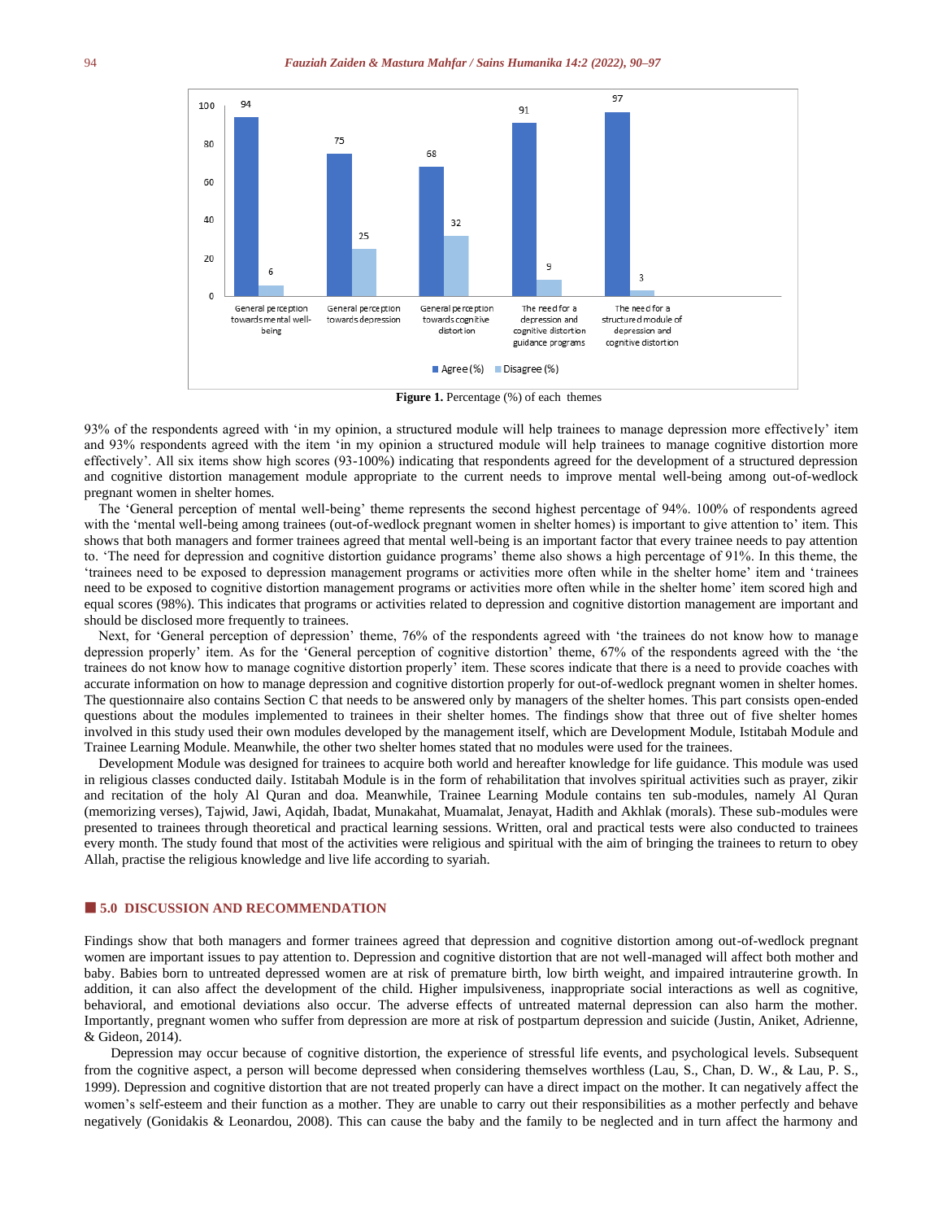Figure 1. Percentage (%) of each themes

93% of the respondents agreed with 'in my opinion, a structured module will help trainees to manage depression more effectively' item and 93% respondents agreed with the item 'in my opinion a structured module will help trainees to manage cognitive distortion more effectively'. All six items show high scores (93-100%) indicating that respondents agreed for the development of a structured depression and cognitive distortion management module appropriate to the current needs to improve mental well-being among out-of-wedlock pregnant women in shelter homes.

The 'General perception of mental well-being' theme represents the second highest percentage of 94%. 100% of respondents agreed with the 'mental well-being among trainees (out-of-wedlock pregnant women in shelter homes) is important to give attention to' item. This shows that both managers and former trainees agreed that mental well-being is an important factor that every trainee needs to pay attention to. 'The need for depression and cognitive distortion guidance programs' theme also shows a high percentage of 91%. In this theme, the 'trainees need to be exposed to depression management programs or activities more often while in the shelter home' item and 'trainees need to be exposed to cognitive distortion management programs or activities more often while in the shelter home' item scored high and equal scores (98%). This indicates that programs or activities related to depression and cognitive distortion management are important and should be disclosed more frequently to trainees.

Next, for 'General perception of depression' theme, 76% of the respondents agreed with 'the trainees do not know how to manage depression properly' item. As for the 'General perception of cognitive distortion' theme, 67% of the respondents agreed with the 'the trainees do not know how to manage cognitive distortion properly' item. These scores indicate that there is a need to provide coaches with accurate information on how to manage depression and cognitive distortion properly for out-of-wedlock pregnant women in shelter homes. The questionnaire also contains Section C that needs to be answered only by managers of the shelter homes. This part consists open-ended questions about the modules implemented to trainees in their shelter homes. The findings show that three out of five shelter homes involved in this study used their own modules developed by the management itself, which are Development Module, Istitabah Module and Trainee Learning Module. Meanwhile, the other two shelter homes stated that no modules were used for the trainees.

Development Module was designed for trainees to acquire both world and hereafter knowledge for life guidance. This module was used in religious classes conducted daily. Istitabah Module is in the form of rehabilitation that involves spiritual activities such as prayer, zikir and recitation of the holy Al Quran and doa. Meanwhile, Trainee Learning Module contains ten sub-modules, namely Al Quran (memorizing verses), Tajwid, Jawi, Aqidah, Ibadat, Munakahat, Muamalat, Jenayat, Hadith and Akhlak (morals). These sub-modules were presented to trainees through theoretical and practical learning sessions. Written, oral and practical tests were also conducted to trainees every month. The study found that most of the activities were religious and spiritual with the aim of bringing the trainees to return to obey Allah, practise the religious knowledge and live life according to syariah.

## 5.0 DISCUSSION AND RECOMMENDATION

Findings show that both managers and former trainees agreed that depression and cognitive distortion among out-of-wedlock pregnant women are important issues to pay attention to. Depression and cognitive distortion that are not well-managed will affect both mother and baby. Babies born to untreated depressed women are at risk of premature birth, low birth weight, and impaired intrauterine growth. In addition, it can also affect the development of the child. Higher impulsiveness, inappropriate social interactions as well as cognitive, behavioral, and emotional deviations also occur. The adverse effects of untreated maternal depression can also harm the mother. Importantly, pregnant women who suffer from depression are more at risk of postpartum depression and suicide (Justin, Aniket, Adrienne, & Gideon, 2014).

Depression may occur because of cognitive distortion, the experience of stressful life events, and psychological levels. Subsequent from the cognitive aspect, a person will become depressed when considering themselves worthless (Lau, S., Chan, D. W., & Lau, P. S., 1999). Depression and cognitive distortion that are not treated properly can have a direct impact on the mother. It can negatively affect the women's self-esteem and their function as a mother. They are unable to carry out their responsibilities as a mother perfectly and behave negatively (Gonidakis & Leonardou, 2008). This can cause the baby and the family to be neglected and in turn affect the harmony and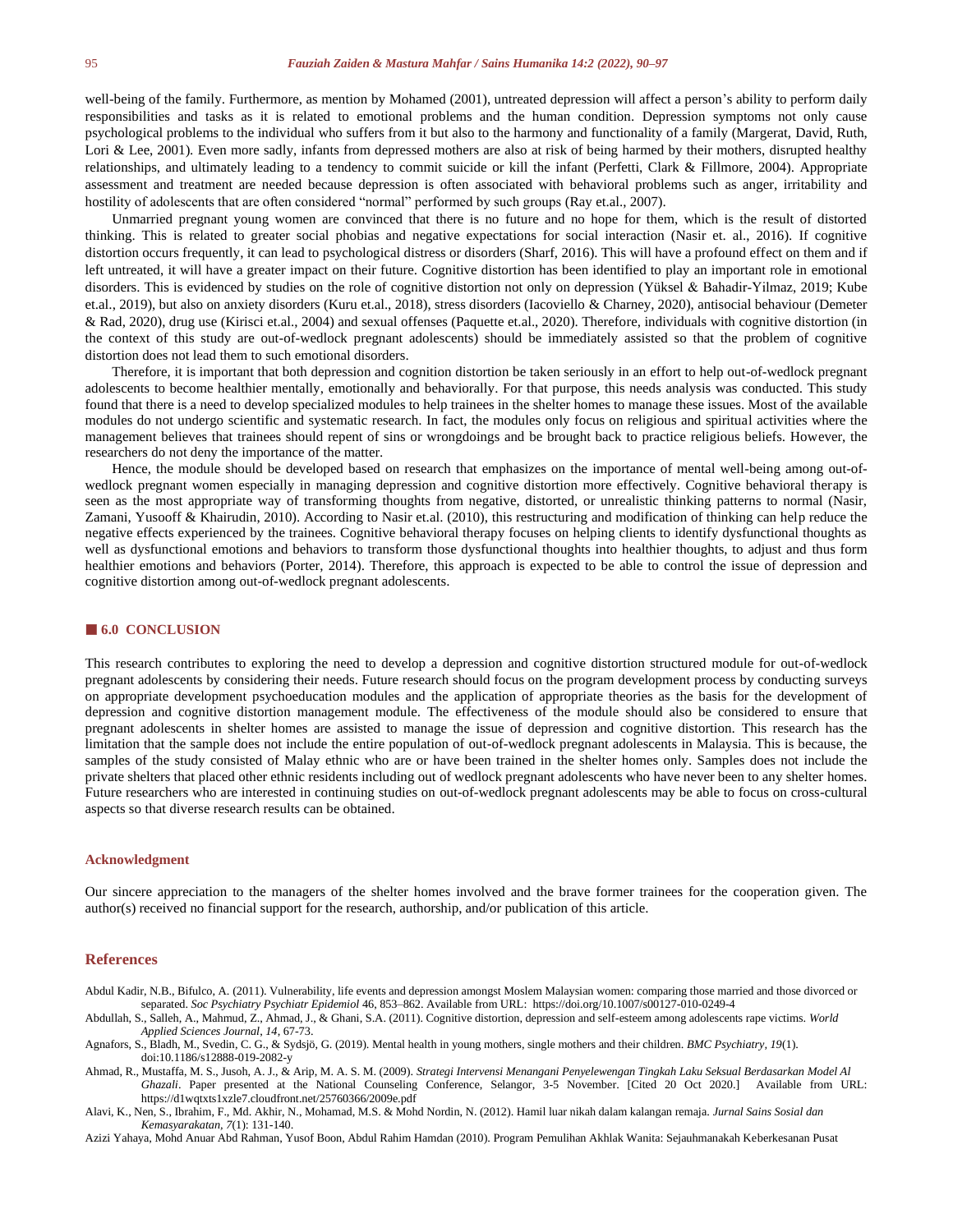well-being of the family. Furthermore, as mention by Mohamed (2001), untreated depression will affect a person's ability to perform daily responsibilities and tasks as it is related to emotional problems and the human condition. Depression symptoms not only cause psychological problems to the individual who suffers from it but also to the harmony and functionality of a family (Margerat, David, Ruth, Lori & Lee, 2001). Even more sadly, infants from depressed mothers are also at risk of being harmed by their mothers, disrupted healthy relationships, and ultimately leading to a tendency to commit suicide or kill the infant (Perfetti, Clark & Fillmore, 2004). Appropriate assessment and treatment are needed because depression is often associated with behavioral problems such as anger, irritability and hostility of adolescents that are often considered "normal" performed by such groups (Ray et.al., 2007).

Unmarried pregnant young women are convinced that there is no future and no hope for them, which is the result of distorted thinking. This is related to greater social phobias and negative expectations for social interaction (Nasir et. al., 2016). If cognitive distortion occurs frequently, it can lead to psychological distress or disorders (Sharf, 2016). This will have a profound effect on them and if left untreated, it will have a greater impact on their future. Cognitive distortion has been identified to play an important role in emotional disorders. This is evidenced by studies on the role of cognitive distortion not only on depression (Yüksel & Bahadir-Yilmaz, 2019; Kube et.al., 2019), but also on anxiety disorders (Kuru et.al., 2018), stress disorders (Iacoviello & Charney, 2020), antisocial behaviour (Demeter & Rad, 2020), drug use (Kirisci et.al., 2004) and sexual offenses (Paquette et.al., 2020). Therefore, individuals with cognitive distortion (in the context of this study are out-of-wedlock pregnant adolescents) should be immediately assisted so that the problem of cognitive distortion does not lead them to such emotional disorders.

Therefore, it is important that both depression and cognition distortion be taken seriously in an effort to help out-of-wedlock pregnant adolescents to become healthier mentally, emotionally and behaviorally. For that purpose, this needs analysis was conducted. This study found that there is a need to develop specialized modules to help trainees in the shelter homes to manage these issues. Most of the available modules do not undergo scientific and systematic research. In fact, the modules only focus on religious and spiritual activities where the management believes that trainees should repent of sins or wrongdoings and be brought back to practice religious beliefs. However, the researchers do not deny the importance of the matter.

Hence, the module should be developed based on research that emphasizes on the importance of mental well-being among out-of-wedlock pregnant women especially in managing depression and cognitive distortion more effectively. Cognitive behavioral therapy is seen as the most appropriate way of transforming thoughts from negative, distorted, or unrealistic thinking patterns to normal (Nasir, Zamani, Yusooff & Khairudin, 2010). According to Nasir et.al. (2010), this restructuring and modification of thinking can help reduce the negative effects experienced by the trainees. Cognitive behavioral therapy focuses on helping clients to identify dysfunctional thoughts as well as dysfunctional emotions and behaviors to transform those dysfunctional thoughts into healthier thoughts, to adjust and thus form healthier emotions and behaviors (Porter, 2014). Therefore, this approach is expected to be able to control the issue of depression and cognitive distortion among out-of-wedlock pregnant adolescents.

## 6.0 CONCLUSION

This research contributes to exploring the need to develop a depression and cognitive distortion structured module for out-of-wedlock pregnant adolescents by considering their needs. Future research should focus on the program development process by conducting surveys on appropriate development psychoeducation modules and the application of appropriate theories as the basis for the development of depression and cognitive distortion management module. The effectiveness of the module should also be considered to ensure that pregnant adolescents in shelter homes are assisted to manage the issue of depression and cognitive distortion. This research has the limitation that the sample does not include the entire population of out-of-wedlock pregnant adolescents in Malaysia. This is because, the samples of the study consisted of Malay ethnic who are or have been trained in the shelter homes only. Samples does not include the private shelters that placed other ethnic residents including out of wedlock pregnant adolescents who have never been to any shelter homes. Future researchers who are interested in continuing studies on out-of-wedlock pregnant adolescents may be able to focus on cross-cultural aspects so that diverse research results can be obtained.

### Acknowledgment

Our sincere appreciation to the managers of the shelter homes involved and the brave former trainees for the cooperation given. The author(s) received no financial support for the research, authorship, and/or publication of this article.

## References

Abdul Kadir, N.B., Bifulco, A. (2011). Vulnerability, life events and depression amongst Moslem Malaysian women: comparing those married and those divorced or separated. *Soc Psychiatry Psychiatr Epidemiol* 46, 853–862. Available from URL: https://doi.org/10.1007/s00127-010-0249-4

Abdullah, S., Salleh, A., Mahmud, Z., Ahmad, J., & Ghani, S.A. (2011). Cognitive distortion, depression and self-esteem among adolescents rape victims. *World Applied Sciences Journal, 14*, 67-73.

Agnafors, S., Bladh, M., Svedin, C. G., & Sydsjö, G. (2019). Mental health in young mothers, single mothers and their children. *BMC Psychiatry, 19*(1). doi:10.1186/s12888-019-2082-y

Ahmad, R., Mustaffa, M. S., Jusoh, A. J., & Arip, M. A. S. M. (2009). *Strategi Intervensi Menangani Penyelewengan Tingkah Laku Seksual Berdasarkan Model Al Ghazali*. Paper presented at the National Counseling Conference, Selangor, 3-5 November. [Cited 20 Oct 2020.] Available from URL: https://d1wqtxts1xzle7.cloudfront.net/25760366/2009e.pdf

Alavi, K., Nen, S., Ibrahim, F., Md. Akhir, N., Mohamad, M.S. & Mohd Nordin, N. (2012). Hamil luar nikah dalam kalangan remaja. *Jurnal Sains Sosial dan Kemasyarakatan, 7*(1): 131-140.

Azizi Yahaya, Mohd Anuar Abd Rahman, Yusof Boon, Abdul Rahim Hamdan (2010). Program Pemulihan Akhlak Wanita: Sejauhmanakah Keberkesanan Pusat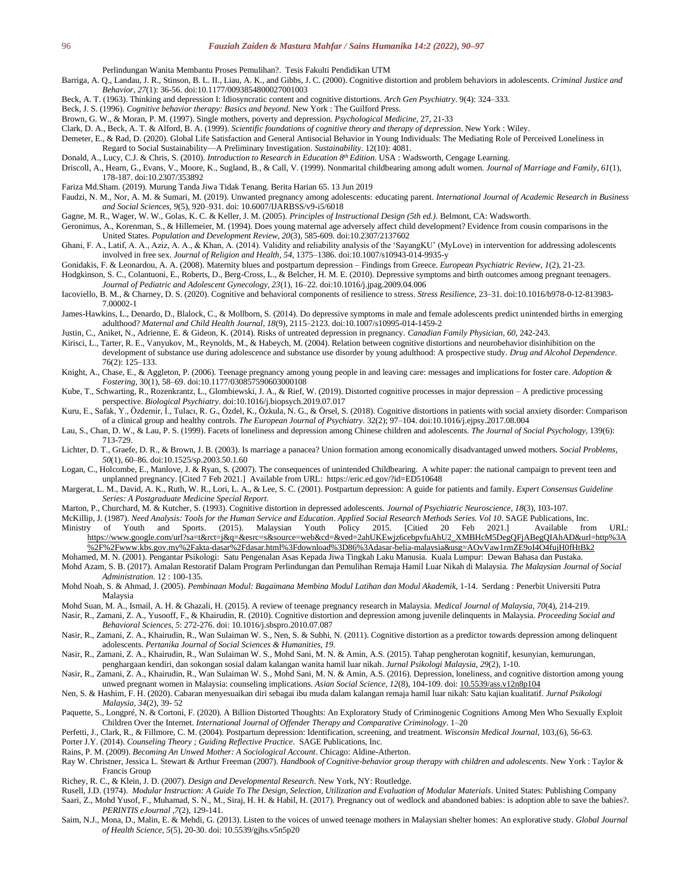Perlindungan Wanita Membantu Proses Pemulihan?. Tesis Fakulti Pendidikan UTM

Barriga, A. Q., Landau, J. R., Stinson, B. L. II., Liau, A. K., and Gibbs, J. C. (2000). Cognitive distortion and problem behaviors in adolescents. *Criminal Justice and Behavior, 27*(1): 36-56. doi:10.1177/0093854800027001003

Beck, A. T. (1963). Thinking and depression I: Idiosyncratic content and cognitive distortions. *Arch Gen Psychiatry*. 9(4): 324–333.

Beck, J. S. (1996). *Cognitive behavior therapy: Basics and beyond*. New York : The Guilford Press.

Brown, G. W., & Moran, P. M. (1997). Single mothers, poverty and depression. *Psychological Medicine*, 27, 21-33

Clark, D. A., Beck, A. T. & Alford, B. A. (1999). *Scientific foundations of cognitive theory and therapy of depression*. New York : Wiley.

Demeter, E., & Rad, D. (2020). Global Life Satisfaction and General Antisocial Behavior in Young Individuals: The Mediating Role of Perceived Loneliness in Regard to Social Sustainability—A Preliminary Investigation. *Sustainability*. 12(10): 4081.

Donald, A., Lucy, C.J. & Chris, S. (2010). *Introduction to Research in Education 8th Edition*. USA : Wadsworth, Cengage Learning.

Driscoll, A., Hearn, G., Evans, V., Moore, K., Sugland, B., & Call, V. (1999). Nonmarital childbearing among adult women. *Journal of Marriage and Family*, *61*(1), 178-187. doi:10.2307/353892

Fariza Md.Sham. (2019). Murung Tanda Jiwa Tidak Tenang. Berita Harian 65. 13 Jun 2019

Faudzi, N. M., Nor, A. M. & Sumari, M. (2019). Unwanted pregnancy among adolescents: educating parent. *International Journal of Academic Research in Business and Social Sciences*, *9*(5), 920–931. doi: 10.6007/IJARBSS/v9-i5/6018

Gagne, M. R., Wager, W. W., Golas, K. C. & Keller, J. M. (2005). *Principles of Instructional Design (5th ed.).* Belmont, CA: Wadsworth.

Geronimus, A., Korenman, S., & Hillemeier, M. (1994). Does young maternal age adversely affect child development? Evidence from cousin comparisons in the United States. *Population and Development Review*, *20*(3), 585-609. doi:10.2307/2137602

Ghani, F. A., Latif, A. A., Aziz, A. A., & Khan, A. (2014). Validity and reliability analysis of the 'SayangKU' (MyLove) in intervention for addressing adolescents involved in free sex. *Journal of Religion and Health*, *54*, 1375–1386. doi:10.1007/s10943-014-9935-y

Gonidakis, F. & Leonardou, A. A. (2008). Maternity blues and postpartum depression – Findings from Greece. *European Psychiatric Review*, *1*(2), 21-23.

Hodgkinson, S. C., Colantuoni, E., Roberts, D., Berg-Cross, L., & Belcher, H. M. E. (2010). Depressive symptoms and birth outcomes among pregnant teenagers. *Journal of Pediatric and Adolescent Gynecology*, *23*(1), 16–22. doi:10.1016/j.jpag.2009.04.006

Iacoviello, B. M., & Charney, D. S. (2020). Cognitive and behavioral components of resilience to stress. *Stress Resilience*, 23–31. doi:10.1016/b978-0-12-813983-7.00002-1

James-Hawkins, L., Denardo, D., Blalock, C., & Mollborn, S. (2014). Do depressive symptoms in male and female adolescents predict unintended births in emerging adulthood? *Maternal and Child Health Journal*, *18*(9), 2115–2123. doi:10.1007/s10995-014-1459-2

Justin, C., Aniket, N., Adrienne, E. & Gideon, K. (2014). Risks of untreated depression in pregnancy. *Canadian Family Physician*, *60*, 242-243.

Kirisci, L., Tarter, R. E., Vanyukov, M., Reynolds, M., & Habeych, M. (2004). Relation between cognitive distortions and neurobehavior disinhibition on the development of substance use during adolescence and substance use disorder by young adulthood: A prospective study. *Drug and Alcohol Dependence*. 76(2): 125–133.

Knight, A., Chase, E., & Aggleton, P. (2006). Teenage pregnancy among young people in and leaving care: messages and implications for foster care. *Adoption & Fostering*, 30(1), 58–69. doi:10.1177/030857590603000108

Kube, T., Schwarting, R., Rozenkrantz, L., Glombiewski, J. A., & Rief, W. (2019). Distorted cognitive processes in major depression – A predictive processing perspective. *Biological Psychiatry*. doi:10.1016/j.biopsych.2019.07.017

Kuru, E., Safak, Y., Özdemir, İ., Tulacı, R. G., Özdel, K., Özkula, N. G., & Örsel, S. (2018). Cognitive distortions in patients with social anxiety disorder: Comparison of a clinical group and healthy controls. *The European Journal of Psychiatry*. 32(2); 97–104. doi:10.1016/j.ejpsy.2017.08.004

Lau, S., Chan, D. W., & Lau, P. S. (1999). Facets of loneliness and depression among Chinese children and adolescents. *The Journal of Social Psychology*, 139(6): 713-729.

Lichter, D. T., Graefe, D. R., & Brown, J. B. (2003). Is marriage a panacea? Union formation among economically disadvantaged unwed mothers. *Social Problems*, *50*(1), 60–86. doi:10.1525/sp.2003.50.1.60

Logan, C., Holcombe, E., Manlove, J. & Ryan, S. (2007). The consequences of unintended Childbearing. A white paper: the national campaign to prevent teen and unplanned pregnancy. [Cited 7 Feb 2021.] Available from URL: https://eric.ed.gov/?id=ED510648

Margerat, L. M., David, A. K., Ruth, W. R., Lori, L. A., & Lee, S. C. (2001). Postpartum depression: A guide for patients and family. *Expert Consensus Guideline Series: A Postgraduate Medicine Special Report.*

Marton, P., Churchard, M. & Kutcher, S. (1993). Cognitive distortion in depressed adolescents. *Journal of Psychiatric Neuroscience*, *18*(3), 103-107.

McKillip, J. (1987). *Need Analysis: Tools for the Human Service and Education*. *Applied Social Research Methods Series. Vol 10*. SAGE Publications, Inc.

Ministry of Youth and Sports. (2015). Malaysian Youth Policy 2015. [Citied 20 Feb 2021.] Available from URL: https://www.google.com/url?sa=t&rct=j&q=&esrc=s&source=web&cd=&ved=2ahUKEwjz6cebpvfuAhU2_XMBHcM5DegQFjABegQIAhAD&url=http%3A%2F%2Fwww.kbs.gov.my%2Fakta-dasar%2Fdasar.html%3Fdownload%3D86%3Adasar-belia-malaysia&usg=AOvVaw1rmZE9oI4O4fujH0fHtBk2

Mohamed, M. N. (2001). Pengantar Psikologi: Satu Pengenalan Asas Kepada Jiwa Tingkah Laku Manusia. Kuala Lumpur: Dewan Bahasa dan Pustaka.

Mohd Azam, S. B. (2017). Amalan Restoratif Dalam Program Perlindungan dan Pemulihan Remaja Hamil Luar Nikah di Malaysia. *The Malaysian Journal of Social Administration*. 12 : 100-135.

Mohd Noah, S. & Ahmad, J. (2005). *Pembinaan Modul: Bagaimana Membina Modul Latihan dan Modul Akademik*, 1-14. Serdang : Penerbit Universiti Putra Malaysia

Mohd Suan, M. A., Ismail, A. H. & Ghazali, H. (2015). A review of teenage pregnancy research in Malaysia. *Medical Journal of Malaysia*, *70*(4), 214-219.

Nasir, R., Zamani, Z. A., Yusooff, F., & Khairudin, R. (2010). Cognitive distortion and depression among juvenile delinquents in Malaysia. *Proceeding Social and Behavioral Sciences*, *5*: 272-276. doi: 10.1016/j.sbspro.2010.07.087

Nasir, R., Zamani, Z. A., Khairudin, R., Wan Sulaiman W. S., Nen, S. & Subhi, N. (2011). Cognitive distortion as a predictor towards depression among delinquent adolescents. *Pertanika Journal of Social Sciences & Humanities, 19.*

Nasir, R., Zamani, Z. A., Khairudin, R., Wan Sulaiman W. S., Mohd Sani, M. N. & Amin, A.S. (2015). Tahap pengherotan kognitif, kesunyian, kemurungan, penghargaan kendiri, dan sokongan sosial dalam kalangan wanita hamil luar nikah. *Jurnal Psikologi Malaysia*, *29*(2), 1-10.

Nasir, R., Zamani, Z. A., Khairudin, R., Wan Sulaiman W. S., Mohd Sani, M. N. & Amin, A.S. (2016). Depression, loneliness, and cognitive distortion among young unwed pregnant women in Malaysia: counseling implications. *Asian Social Science*, *12*(8), 104-109. doi: 10.5539/ass.v12n8p104

Nen, S. & Hashim, F. H. (2020). Cabaran menyesuaikan diri sebagai ibu muda dalam kalangan remaja hamil luar nikah: Satu kajian kualitatif. *Jurnal Psikologi Malaysia*, *34*(2), 39- 52

Paquette, S., Longpré, N. & Cortoni, F. (2020). A Billion Distorted Thoughts: An Exploratory Study of Criminogenic Cognitions Among Men Who Sexually Exploit Children Over the Internet. *International Journal of Offender Therapy and Comparative Criminology*. 1–20

Perfetti, J., Clark, R., & Fillmore, C. M. (2004). Postpartum depression: Identification, screening, and treatment. *Wisconsin Medical Journal*, 103,(6), 56-63.

Porter J.Y. (2014). *Counseling Theory ; Guiding Reflective Practice*. SAGE Publications, Inc.

Rains, P. M. (2009). *Becoming An Unwed Mother: A Sociological Account*. Chicago: Aldine-Atherton.

Ray W. Christner, Jessica L. Stewart & Arthur Freeman (2007). *Handbook of Cognitive-behavior group therapy with children and adolescents*. New York : Taylor & Francis Group

Richey, R. C., & Klein, J. D. (2007). *Design and Developmental Research*. New York, NY: Routledge.

Rusell, J.D. (1974). *Modular Instruction: A Guide To The Design, Selection, Utilization and Evaluation of Modular Materials*. United States: Publishing Company

Saari, Z., Mohd Yusof, F., Muhamad, S. N., M., Siraj, H. H. & Habil, H. (2017). Pregnancy out of wedlock and abandoned babies: is adoption able to save the babies?. *PERINTIS eJournal* ,*7*(2), 129-141.

Saim, N.J., Mona, D., Malin, E. & Mehdi, G. (2013). Listen to the voices of unwed teenage mothers in Malaysian shelter homes: An explorative study. *Global Journal of Health Science*, *5*(5), 20-30. doi: 10.5539/gjhs.v5n5p20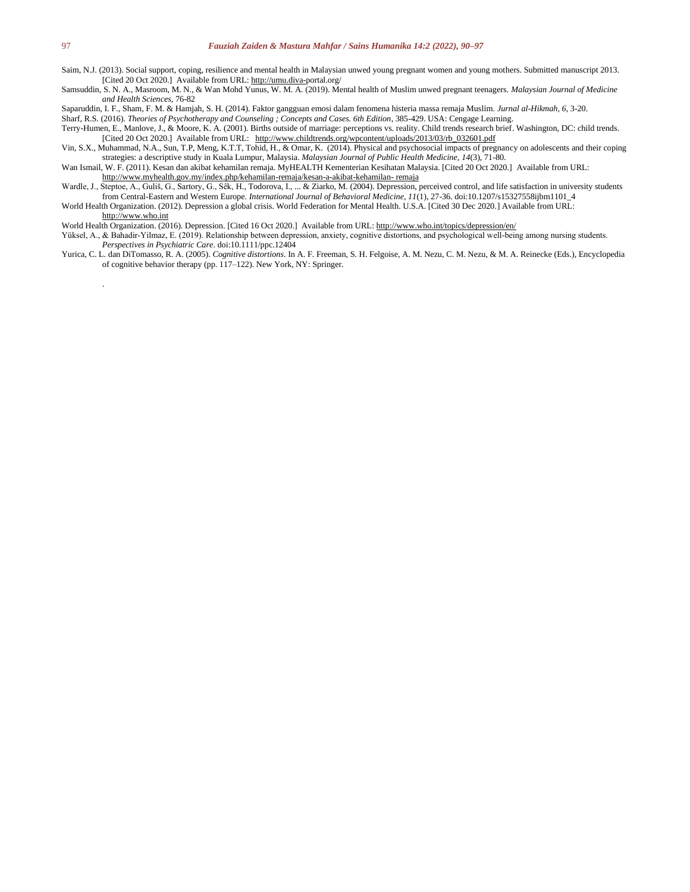Saim, N.J. (2013). Social support, coping, resilience and mental health in Malaysian unwed young pregnant women and young mothers. Submitted manuscript 2013. [Cited 20 Oct 2020.] Available from URL: http://umu.diva-portal.org/

Samsuddin, S. N. A., Masroom, M. N., & Wan Mohd Yunus, W. M. A. (2019). Mental health of Muslim unwed pregnant teenagers. *Malaysian Journal of Medicine and Health Sciences*, 76-82

Saparuddin, I. F., Sham, F. M. & Hamjah, S. H. (2014). Faktor gangguan emosi dalam fenomena histeria massa remaja Muslim. *Jurnal al-Hikmah, 6*, 3-20.

Sharf, R.S. (2016). *Theories of Psychotherapy and Counseling ; Concepts and Cases. 6th Edition*, 385-429. USA: Cengage Learning.

Terry-Humen, E., Manlove, J., & Moore, K. A. (2001). Births outside of marriage: perceptions vs. reality. Child trends research brief. Washington, DC: child trends. [Cited 20 Oct 2020.] Available from URL: http://www.childtrends.org/wpcontent/uploads/2013/03/rb_032601.pdf

Vin, S.X., Muhammad, N.A., Sun, T.P, Meng, K.T.T, Tohid, H., & Omar, K. (2014). Physical and psychosocial impacts of pregnancy on adolescents and their coping strategies: a descriptive study in Kuala Lumpur, Malaysia. *Malaysian Journal of Public Health Medicine, 14*(3), 71-80.

Wan Ismail, W. F. (2011). Kesan dan akibat kehamilan remaja. MyHEALTH Kementerian Kesihatan Malaysia. [Cited 20 Oct 2020.] Available from URL: http://www.myhealth.gov.my/index.php/kehamilan-remaja/kesan-a-akibat-kehamilan- remaja

Wardle, J., Steptoe, A., Guliš, G., Sartory, G., Sêk, H., Todorova, I., ... & Ziarko, M. (2004). Depression, perceived control, and life satisfaction in university students from Central-Eastern and Western Europe. *International Journal of Behavioral Medicine, 11*(1), 27-36. doi:10.1207/s15327558ijbm1101_4

World Health Organization. (2012). Depression a global crisis. World Federation for Mental Health. U.S.A. [Cited 30 Dec 2020.] Available from URL: http://www.who.int

World Health Organization. (2016). Depression. [Cited 16 Oct 2020.] Available from URL: http://www.who.int/topics/depression/en/

Yüksel, A., & Bahadir-Yilmaz, E. (2019). Relationship between depression, anxiety, cognitive distortions, and psychological well-being among nursing students. *Perspectives in Psychiatric Care*. doi:10.1111/ppc.12404

Yurica, C. L. dan DiTomasso, R. A. (2005). *Cognitive distortions*. In A. F. Freeman, S. H. Felgoise, A. M. Nezu, C. M. Nezu, & M. A. Reinecke (Eds.), Encyclopedia of cognitive behavior therapy (pp. 117–122). New York, NY: Springer.

.